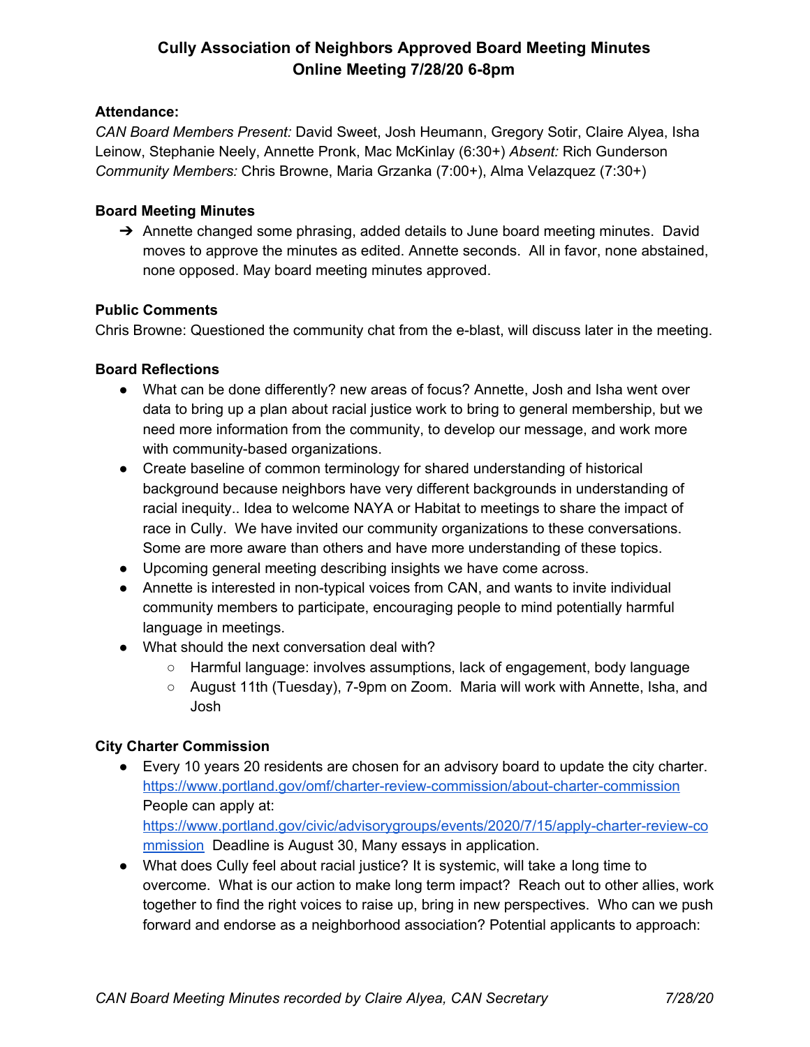# Cully Association of Neighbors Approved Board Meeting Minutes
# Online Meeting 7/28/20 6-8pm

**Attendance:**
*CAN Board Members Present:* David Sweet, Josh Heumann, Gregory Sotir, Claire Alyea, Isha Leinow, Stephanie Neely, Annette Pronk, Mac McKinlay (6:30+) *Absent:* Rich Gunderson
*Community Members:* Chris Browne, Maria Grzanka (7:00+), Alma Velazquez (7:30+)

**Board Meeting Minutes**

- ➔ Annette changed some phrasing, added details to June board meeting minutes. David moves to approve the minutes as edited. Annette seconds. All in favor, none abstained, none opposed. May board meeting minutes approved.

**Public Comments**

Chris Browne: Questioned the community chat from the e-blast, will discuss later in the meeting.

**Board Reflections**

- What can be done differently? new areas of focus? Annette, Josh and Isha went over data to bring up a plan about racial justice work to bring to general membership, but we need more information from the community, to develop our message, and work more with community-based organizations.
- Create baseline of common terminology for shared understanding of historical background because neighbors have very different backgrounds in understanding of racial inequity.. Idea to welcome NAYA or Habitat to meetings to share the impact of race in Cully. We have invited our community organizations to these conversations. Some are more aware than others and have more understanding of these topics.
- Upcoming general meeting describing insights we have come across.
- Annette is interested in non-typical voices from CAN, and wants to invite individual community members to participate, encouraging people to mind potentially harmful language in meetings.
- What should the next conversation deal with?
  - Harmful language: involves assumptions, lack of engagement, body language
  - August 11th (Tuesday), 7-9pm on Zoom. Maria will work with Annette, Isha, and Josh

**City Charter Commission**

- Every 10 years 20 residents are chosen for an advisory board to update the city charter. https://www.portland.gov/omf/charter-review-commission/about-charter-commission People can apply at: https://www.portland.gov/civic/advisorygroups/events/2020/7/15/apply-charter-review-commission Deadline is August 30, Many essays in application.
- What does Cully feel about racial justice? It is systemic, will take a long time to overcome. What is our action to make long term impact? Reach out to other allies, work together to find the right voices to raise up, bring in new perspectives. Who can we push forward and endorse as a neighborhood association? Potential applicants to approach: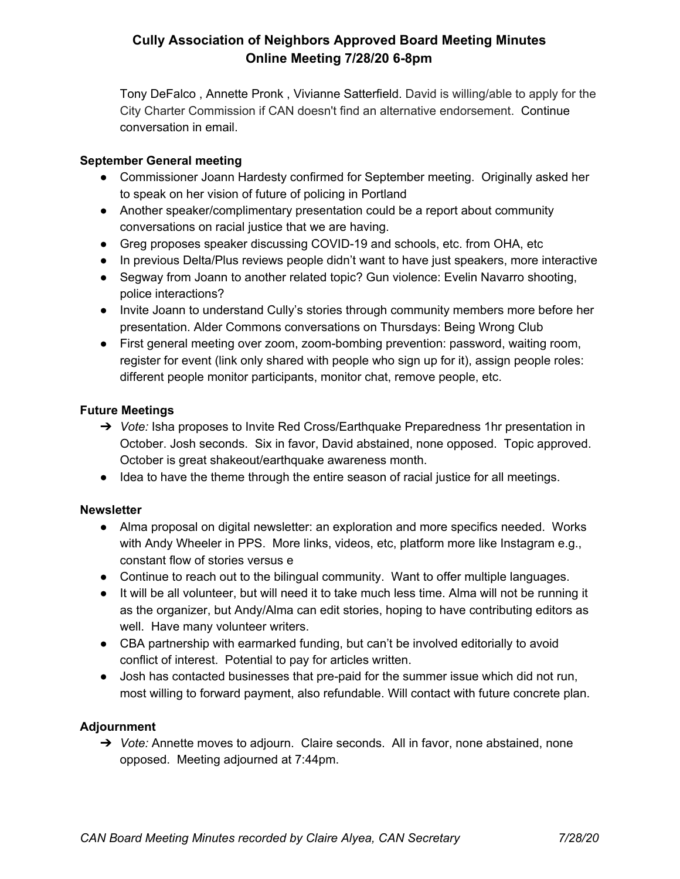Tony DeFalco , Annette Pronk , Vivianne Satterfield. David is willing/able to apply for the City Charter Commission if CAN doesn't find an alternative endorsement. Continue conversation in email.

**September General meeting**

- Commissioner Joann Hardesty confirmed for September meeting. Originally asked her to speak on her vision of future of policing in Portland
- Another speaker/complimentary presentation could be a report about community conversations on racial justice that we are having.
- Greg proposes speaker discussing COVID-19 and schools, etc. from OHA, etc
- In previous Delta/Plus reviews people didn't want to have just speakers, more interactive
- Segway from Joann to another related topic? Gun violence: Evelin Navarro shooting, police interactions?
- Invite Joann to understand Cully's stories through community members more before her presentation. Alder Commons conversations on Thursdays: Being Wrong Club
- First general meeting over zoom, zoom-bombing prevention: password, waiting room, register for event (link only shared with people who sign up for it), assign people roles: different people monitor participants, monitor chat, remove people, etc.

**Future Meetings**

- ➔ *Vote:* Isha proposes to Invite Red Cross/Earthquake Preparedness 1hr presentation in October. Josh seconds. Six in favor, David abstained, none opposed. Topic approved. October is great shakeout/earthquake awareness month.
- Idea to have the theme through the entire season of racial justice for all meetings.

**Newsletter**

- Alma proposal on digital newsletter: an exploration and more specifics needed. Works with Andy Wheeler in PPS. More links, videos, etc, platform more like Instagram e.g., constant flow of stories versus e
- Continue to reach out to the bilingual community. Want to offer multiple languages.
- It will be all volunteer, but will need it to take much less time. Alma will not be running it as the organizer, but Andy/Alma can edit stories, hoping to have contributing editors as well. Have many volunteer writers.
- CBA partnership with earmarked funding, but can't be involved editorially to avoid conflict of interest. Potential to pay for articles written.
- Josh has contacted businesses that pre-paid for the summer issue which did not run, most willing to forward payment, also refundable. Will contact with future concrete plan.

**Adjournment**

- ➔ *Vote:* Annette moves to adjourn. Claire seconds. All in favor, none abstained, none opposed. Meeting adjourned at 7:44pm.